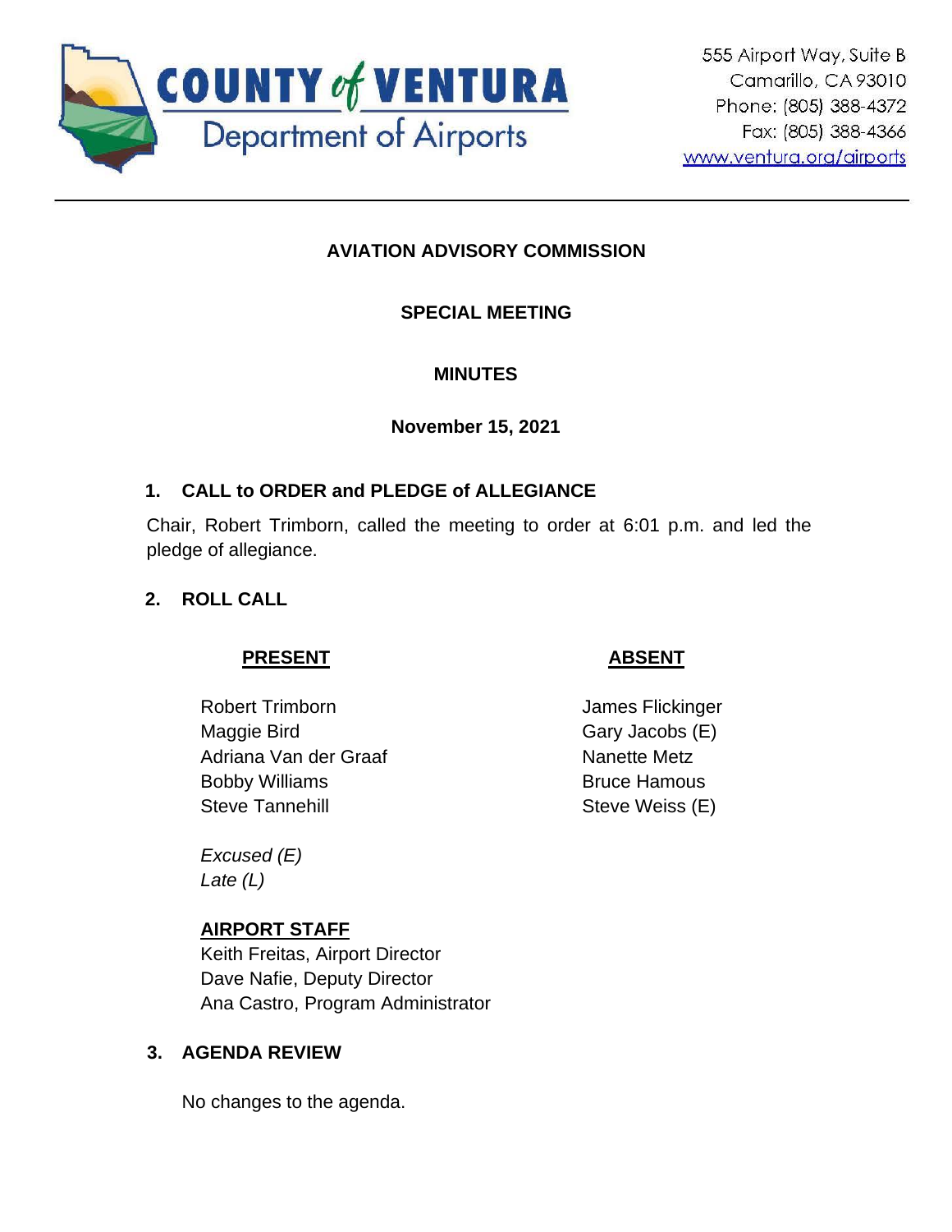COUNTY of VENTURA
Department of Airports

555 Airport Way, Suite B
Camarillo, CA 93010
Phone: (805) 388-4372
Fax: (805) 388-4366
www.ventura.org/airports

---

# AVIATION ADVISORY COMMISSION

## SPECIAL MEETING

## MINUTES

**November 15, 2021**

### 1. CALL to ORDER and PLEDGE of ALLEGIANCE

Chair, Robert Trimborn, called the meeting to order at 6:01 p.m. and led the pledge of allegiance.

### 2. ROLL CALL

| PRESENT | ABSENT |
|---|---|
| Robert Trimborn | James Flickinger |
| Maggie Bird | Gary Jacobs (E) |
| Adriana Van der Graaf | Nanette Metz |
| Bobby Williams | Bruce Hamous |
| Steve Tannehill | Steve Weiss (E) |

*Excused (E)*
*Late (L)*

**AIRPORT STAFF**
Keith Freitas, Airport Director
Dave Nafie, Deputy Director
Ana Castro, Program Administrator

### 3. AGENDA REVIEW

No changes to the agenda.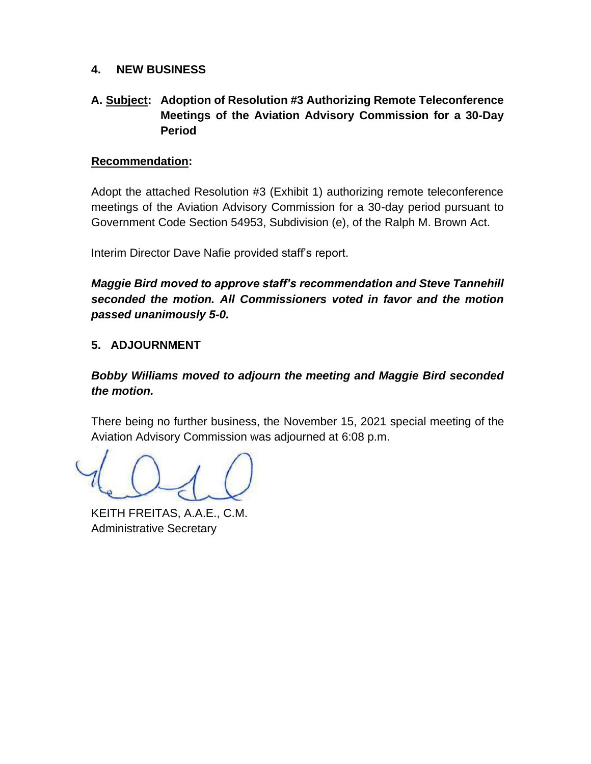## 4. NEW BUSINESS

**A. Subject: Adoption of Resolution #3 Authorizing Remote Teleconference Meetings of the Aviation Advisory Commission for a 30-Day Period**

**Recommendation:**

Adopt the attached Resolution #3 (Exhibit 1) authorizing remote teleconference meetings of the Aviation Advisory Commission for a 30-day period pursuant to Government Code Section 54953, Subdivision (e), of the Ralph M. Brown Act.

Interim Director Dave Nafie provided staff's report.

***Maggie Bird moved to approve staff's recommendation and Steve Tannehill seconded the motion. All Commissioners voted in favor and the motion passed unanimously 5-0.***

## 5. ADJOURNMENT

***Bobby Williams moved to adjourn the meeting and Maggie Bird seconded the motion.***

There being no further business, the November 15, 2021 special meeting of the Aviation Advisory Commission was adjourned at 6:08 p.m.

KEITH FREITAS, A.A.E., C.M.
Administrative Secretary